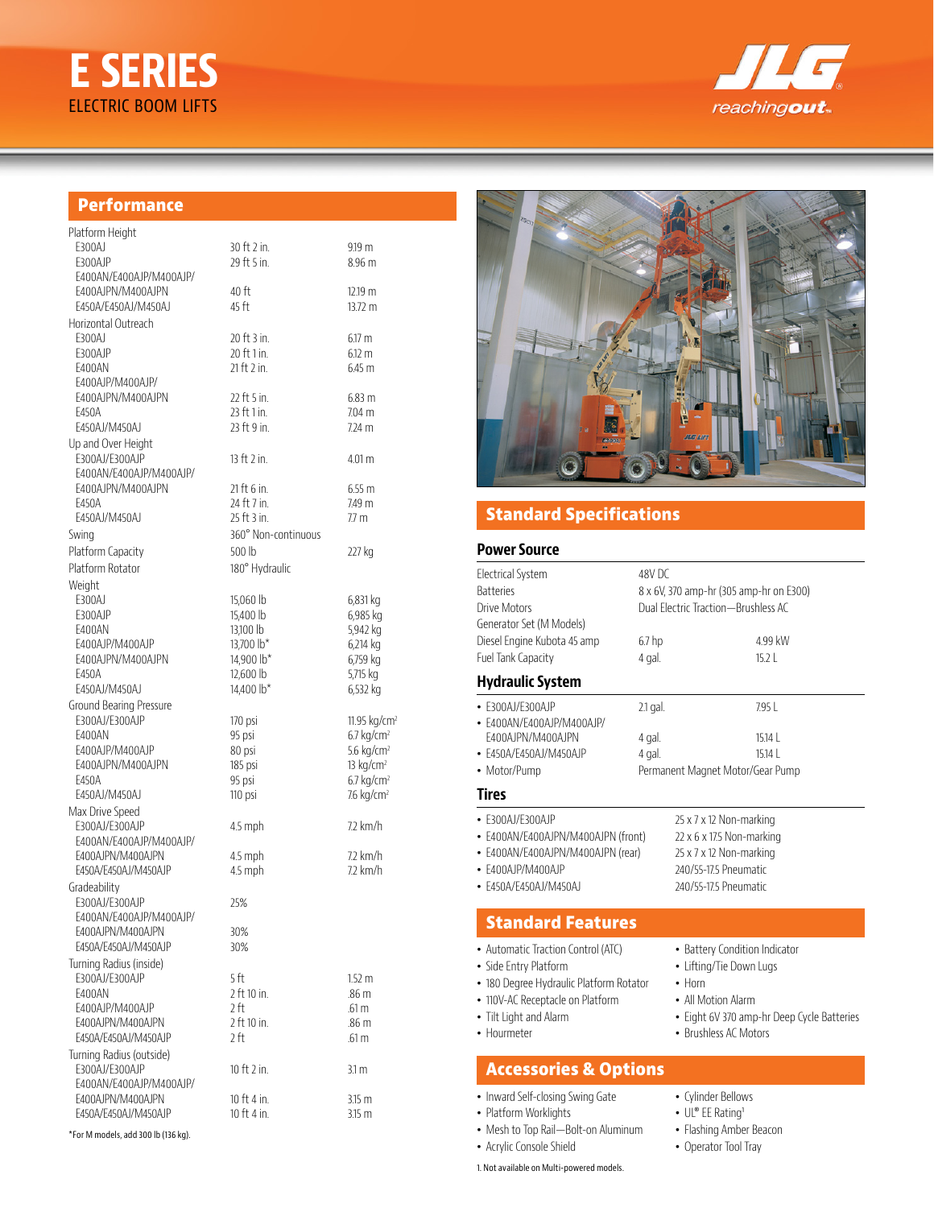# E SERIES

ELECTRIC BOOM LIFTS

JLG reachingout.

## Performance

| | | |
|---|---|---|
| **Platform Height** | | |
| E300AJ | 30 ft 2 in. | 9.19 m |
| E300AJP | 29 ft 5 in. | 8.96 m |
| E400AN/E400AJP/M400AJP/ E400AJPN/M400AJPN | 40 ft | 12.19 m |
| E450A/E450AJ/M450AJ | 45 ft | 13.72 m |
| **Horizontal Outreach** | | |
| E300AJ | 20 ft 3 in. | 6.17 m |
| E300AJP | 20 ft 1 in. | 6.12 m |
| E400AN | 21 ft 2 in. | 6.45 m |
| E400AJP/M400AJP/ E400AJPN/M400AJPN | 22 ft 5 in. | 6.83 m |
| E450A | 23 ft 1 in. | 7.04 m |
| E450AJ/M450AJ | 23 ft 9 in. | 7.24 m |
| **Up and Over Height** | | |
| E300AJ/E300AJP | 13 ft 2 in. | 4.01 m |
| E400AN/E400AJP/M400AJP/ E400AJPN/M400AJPN | 21 ft 6 in. | 6.55 m |
| E450A | 24 ft 7 in. | 7.49 m |
| E450AJ/M450AJ | 25 ft 3 in. | 7.7 m |
| **Swing** | 360° Non-continuous | |
| **Platform Capacity** | 500 lb | 227 kg |
| **Platform Rotator** | 180° Hydraulic | |
| **Weight** | | |
| E300AJ | 15,060 lb | 6,831 kg |
| E300AJP | 15,400 lb | 6,985 kg |
| E400AN | 13,100 lb | 5,942 kg |
| E400AJP/M400AJP | 13,700 lb* | 6,214 kg |
| E400AJPN/M400AJPN | 14,900 lb* | 6,759 kg |
| E450A | 12,600 lb | 5,715 kg |
| E450AJ/M450AJ | 14,400 lb* | 6,532 kg |
| **Ground Bearing Pressure** | | |
| E300AJ/E300AJP | 170 psi | 11.95 kg/cm² |
| E400AN | 95 psi | 6.7 kg/cm² |
| E400AJP/M400AJP | 80 psi | 5.6 kg/cm² |
| E400AJPN/M400AJPN | 185 psi | 13 kg/cm² |
| E450A | 95 psi | 6.7 kg/cm² |
| E450AJ/M450AJ | 110 psi | 7.6 kg/cm² |
| **Max Drive Speed** | | |
| E300AJ/E300AJP | 4.5 mph | 7.2 km/h |
| E400AN/E400AJP/M400AJP/ E400AJPN/M400AJPN | 4.5 mph | 7.2 km/h |
| E450A/E450AJ/M450AJP | 4.5 mph | 7.2 km/h |
| **Gradeability** | | |
| E300AJ/E300AJP | 25% | |
| E400AN/E400AJP/M400AJP/ E400AJPN/M400AJPN | 30% | |
| E450A/E450AJ/M450AJP | 30% | |
| **Turning Radius (inside)** | | |
| E300AJ/E300AJP | 5 ft | 1.52 m |
| E400AN | 2 ft 10 in. | .86 m |
| E400AJP/M400AJP | 2 ft | .61 m |
| E400AJPN/M400AJPN | 2 ft 10 in. | .86 m |
| E450A/E450AJ/M450AJP | 2 ft | .61 m |
| **Turning Radius (outside)** | | |
| E300AJ/E300AJP | 10 ft 2 in. | 3.1 m |
| E400AN/E400AJP/M400AJP/ E400AJPN/M400AJPN | 10 ft 4 in. | 3.15 m |
| E450A/E450AJ/M450AJP | 10 ft 4 in. | 3.15 m |

*For M models, add 300 lb (136 kg).

## Standard Specifications

### Power Source

| | | |
|---|---|---|
| Electrical System | 48V DC | |
| Batteries | 8 x 6V, 370 amp-hr (305 amp-hr on E300) | |
| Drive Motors | Dual Electric Traction—Brushless AC | |
| Generator Set (M Models) | | |
| Diesel Engine Kubota 45 amp | 6.7 hp | 4.99 kW |
| Fuel Tank Capacity | 4 gal. | 15.2 L |

### Hydraulic System

| | | |
|---|---|---|
| • E300AJ/E300AJP | 2.1 gal. | 7.95 L |
| • E400AN/E400AJP/M400AJP/ E400AJPN/M400AJPN | 4 gal. | 15.14 L |
| • E450A/E450AJ/M450AJP | 4 gal. | 15.14 L |
| • Motor/Pump | Permanent Magnet Motor/Gear Pump | |

### Tires

| | |
|---|---|
| • E300AJ/E300AJP | 25 x 7 x 12 Non-marking |
| • E400AN/E400AJPN/M400AJPN (front) | 22 x 6 x 17.5 Non-marking |
| • E400AN/E400AJPN/M400AJPN (rear) | 25 x 7 x 12 Non-marking |
| • E400AJP/M400AJP | 240/55-17.5 Pneumatic |
| • E450A/E450AJ/M450AJ | 240/55-17.5 Pneumatic |

## Standard Features

- Automatic Traction Control (ATC)
- Side Entry Platform
- 180 Degree Hydraulic Platform Rotator
- 110V-AC Receptacle on Platform
- Tilt Light and Alarm
- Hourmeter
- Battery Condition Indicator
- Lifting/Tie Down Lugs
- Horn
- All Motion Alarm
- Eight 6V 370 amp-hr Deep Cycle Batteries
- Brushless AC Motors

## Accessories & Options

- Inward Self-closing Swing Gate
- Platform Worklights
- Mesh to Top Rail—Bolt-on Aluminum
- Acrylic Console Shield
- Cylinder Bellows
- UL® EE Rating[1]
- Flashing Amber Beacon
- Operator Tool Tray

1. Not available on Multi-powered models.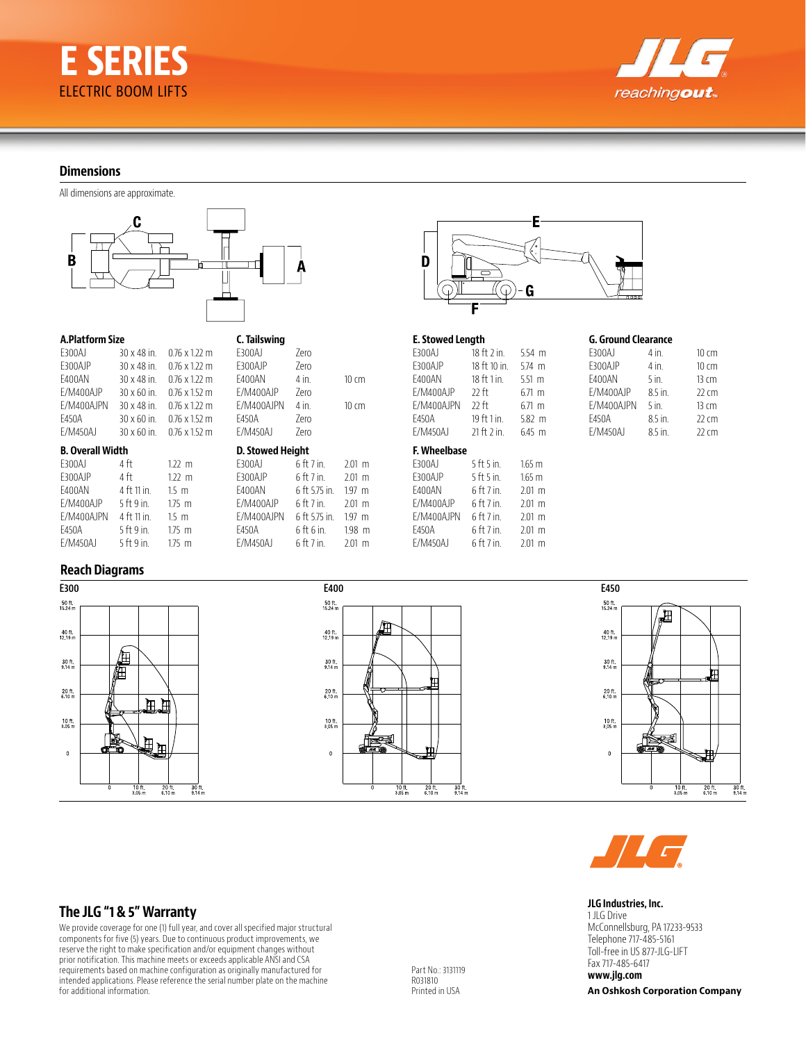# E SERIES

ELECTRIC BOOM LIFTS

## Dimensions

All dimensions are approximate.

C
B
A
D
E
F
G

### A. Platform Size

| | | |
|---|---|---|
| E300AJ | 30 x 48 in. | 0.76 x 1.22 m |
| E300AJP | 30 x 48 in. | 0.76 x 1.22 m |
| E400AN | 30 x 48 in. | 0.76 x 1.22 m |
| E/M400AJP | 30 x 60 in. | 0.76 x 1.52 m |
| E/M400AJPN | 30 x 48 in. | 0.76 x 1.22 m |
| E450A | 30 x 60 in. | 0.76 x 1.52 m |
| E/M450AJ | 30 x 60 in. | 0.76 x 1.52 m |

### B. Overall Width

| | | |
|---|---|---|
| E300AJ | 4 ft | 1.22 m |
| E300AJP | 4 ft | 1.22 m |
| E400AN | 4 ft 11 in. | 1.5 m |
| E/M400AJP | 5 ft 9 in. | 1.75 m |
| E/M400AJPN | 4 ft 11 in. | 1.5 m |
| E450A | 5 ft 9 in. | 1.75 m |
| E/M450AJ | 5 ft 9 in. | 1.75 m |

### C. Tailswing

| | | |
|---|---|---|
| E300AJ | Zero | |
| E300AJP | Zero | |
| E400AN | 4 in. | 10 cm |
| E/M400AJP | Zero | |
| E/M400AJPN | 4 in. | 10 cm |
| E450A | Zero | |
| E/M450AJ | Zero | |

### D. Stowed Height

| | | |
|---|---|---|
| E300AJ | 6 ft 7 in. | 2.01 m |
| E300AJP | 6 ft 7 in. | 2.01 m |
| E400AN | 6 ft 5.75 in. | 1.97 m |
| E/M400AJP | 6 ft 7 in. | 2.01 m |
| E/M400AJPN | 6 ft 5.75 in. | 1.97 m |
| E450A | 6 ft 6 in. | 1.98 m |
| E/M450AJ | 6 ft 7 in. | 2.01 m |

### E. Stowed Length

| | | |
|---|---|---|
| E300AJ | 18 ft 2 in. | 5.54 m |
| E300AJP | 18 ft 10 in. | 5.74 m |
| E400AN | 18 ft 1 in. | 5.51 m |
| E/M400AJP | 22 ft | 6.71 m |
| E/M400AJPN | 22 ft | 6.71 m |
| E450A | 19 ft 1 in. | 5.82 m |
| E/M450AJ | 21 ft 2 in. | 6.45 m |

### F. Wheelbase

| | | |
|---|---|---|
| E300AJ | 5 ft 5 in. | 1.65 m |
| E300AJP | 5 ft 5 in. | 1.65 m |
| E400AN | 6 ft 7 in. | 2.01 m |
| E/M400AJP | 6 ft 7 in. | 2.01 m |
| E/M400AJPN | 6 ft 7 in. | 2.01 m |
| E450A | 6 ft 7 in. | 2.01 m |
| E/M450AJ | 6 ft 7 in. | 2.01 m |

### G. Ground Clearance

| | | |
|---|---|---|
| E300AJ | 4 in. | 10 cm |
| E300AJP | 4 in. | 10 cm |
| E400AN | 5 in. | 13 cm |
| E/M400AJP | 8.5 in. | 22 cm |
| E/M400AJPN | 5 in. | 13 cm |
| E450A | 8.5 in. | 22 cm |
| E/M450AJ | 8.5 in. | 22 cm |

## Reach Diagrams

E300

50 ft. 15.24 m
40 ft. 12.19 m
30 ft. 9.14 m
20 ft. 6.10 m
10 ft. 3.05 m
0
0
10 ft. 3.05 m
20 ft. 6.10 m
30 ft. 9.14 m

E400

50 ft. 15.24 m
40 ft. 12.19 m
30 ft. 9.14 m
20 ft. 6.10 m
10 ft. 3.05 m
0
0
10 ft. 3.05 m
20 ft. 6.10 m
30 ft. 9.14 m

E450

50 ft. 15.24 m
40 ft. 12.19 m
30 ft. 9.14 m
20 ft. 6.10 m
10 ft. 3.05 m
0
0
10 ft. 3.05 m
20 ft. 6.10 m
30 ft. 9.14 m

## The JLG "1 & 5" Warranty

We provide coverage for one (1) full year, and cover all specified major structural components for five (5) years. Due to continuous product improvements, we reserve the right to make specification and/or equipment changes without prior notification. This machine meets or exceeds applicable ANSI and CSA requirements based on machine configuration as originally manufactured for intended applications. Please reference the serial number plate on the machine for additional information.

Part No.: 3131119
R031810
Printed in USA

**JLG Industries, Inc.**
1 JLG Drive
McConnellsburg, PA 17233-9533
Telephone 717-485-5161
Toll-free in US 877-JLG-LIFT
Fax 717-485-6417
**www.jlg.com**
**An Oshkosh Corporation Company**